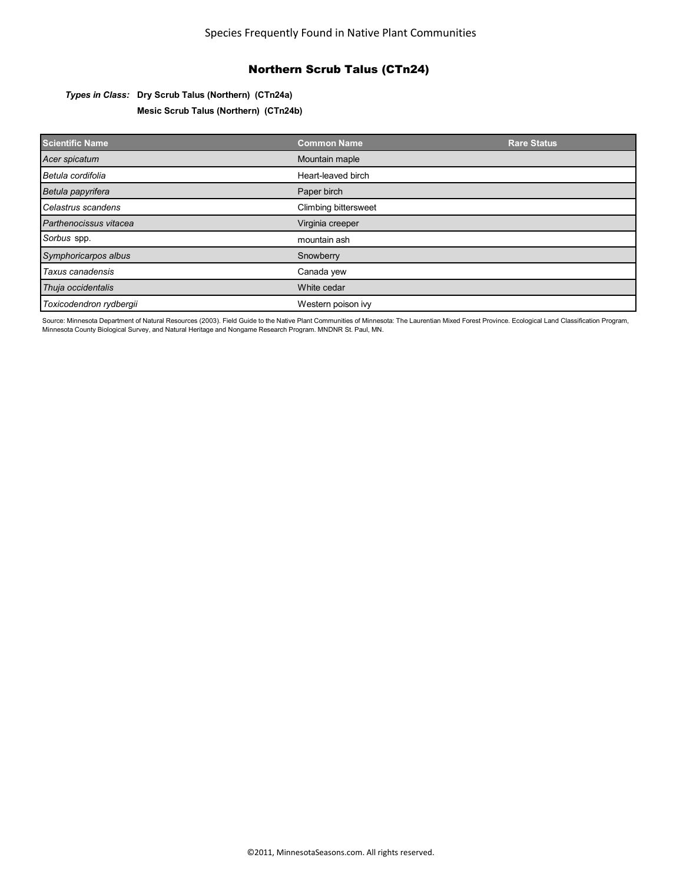Species Frequently Found in Native Plant Communities

# Northern Scrub Talus (CTn24)

***Types in Class:*** **Dry Scrub Talus (Northern) (CTn24a)**
**Mesic Scrub Talus (Northern) (CTn24b)**

| Scientific Name | Common Name | Rare Status |
|---|---|---|
| *Acer spicatum* | Mountain maple | |
| *Betula cordifolia* | Heart-leaved birch | |
| *Betula papyrifera* | Paper birch | |
| *Celastrus scandens* | Climbing bittersweet | |
| *Parthenocissus vitacea* | Virginia creeper | |
| *Sorbus* spp. | mountain ash | |
| *Symphoricarpos albus* | Snowberry | |
| *Taxus canadensis* | Canada yew | |
| *Thuja occidentalis* | White cedar | |
| *Toxicodendron rydbergii* | Western poison ivy | |

Source: Minnesota Department of Natural Resources (2003). Field Guide to the Native Plant Communities of Minnesota: The Laurentian Mixed Forest Province. Ecological Land Classification Program, Minnesota County Biological Survey, and Natural Heritage and Nongame Research Program. MNDNR St. Paul, MN.

©2011, MinnesotaSeasons.com. All rights reserved.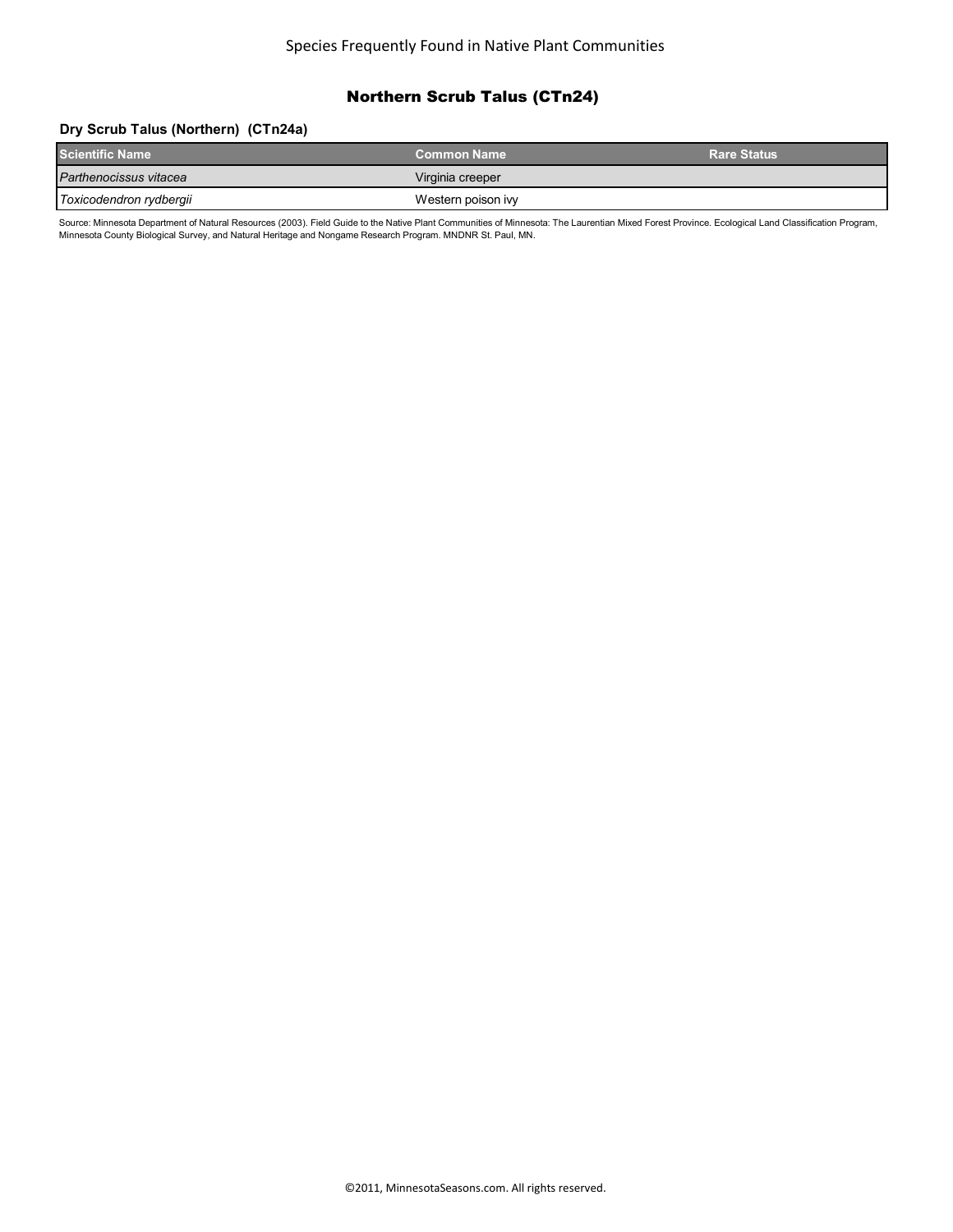## Northern Scrub Talus (CTn24)

### Dry Scrub Talus (Northern) (CTn24a)

| Scientific Name | Common Name | Rare Status |
|---|---|---|
| *Parthenocissus vitacea* | Virginia creeper | |
| *Toxicodendron rydbergii* | Western poison ivy | |

Source: Minnesota Department of Natural Resources (2003). Field Guide to the Native Plant Communities of Minnesota: The Laurentian Mixed Forest Province. Ecological Land Classification Program, Minnesota County Biological Survey, and Natural Heritage and Nongame Research Program. MNDNR St. Paul, MN.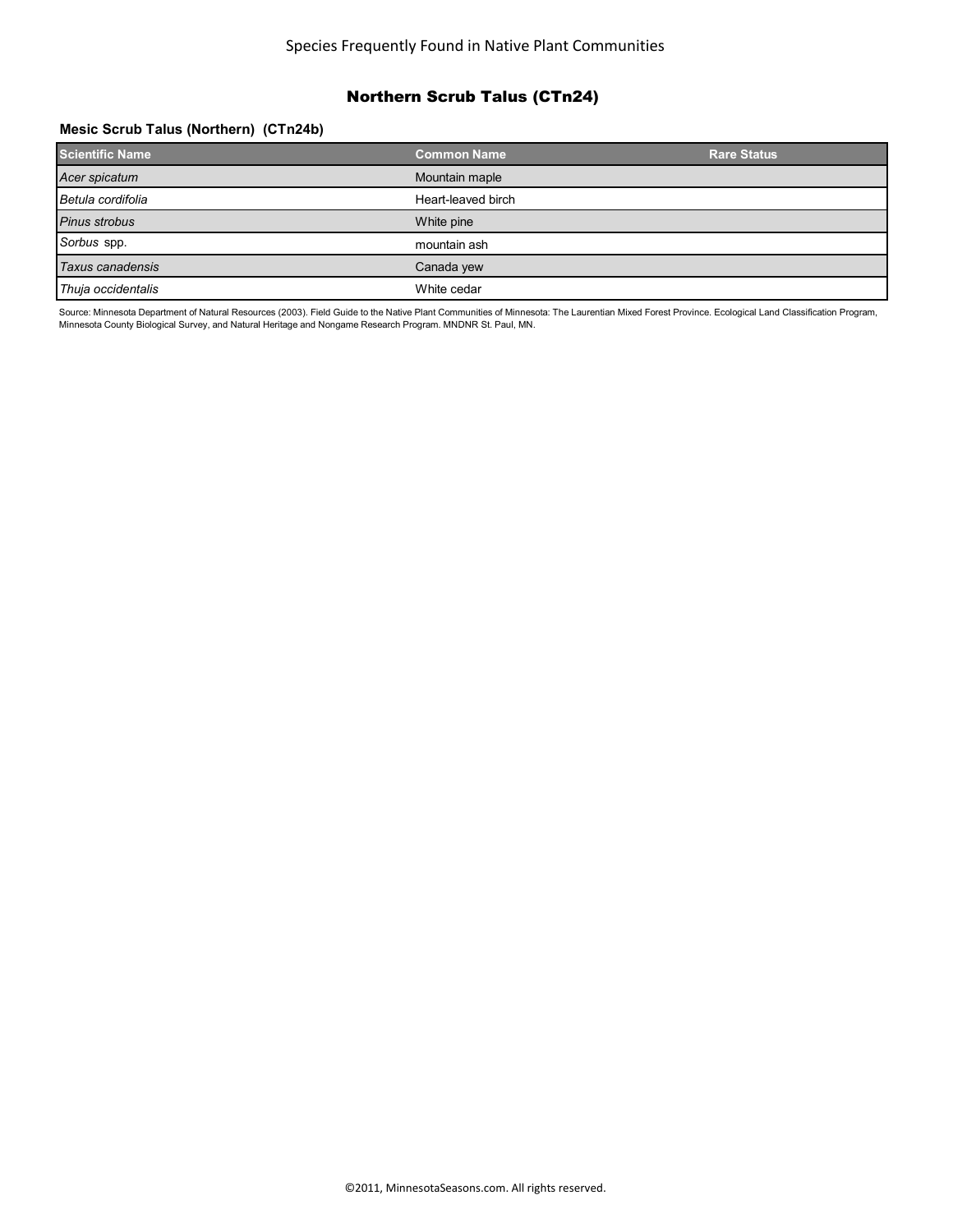## Northern Scrub Talus (CTn24)

### Mesic Scrub Talus (Northern) (CTn24b)

| Scientific Name | Common Name | Rare Status |
|---|---|---|
| *Acer spicatum* | Mountain maple | |
| *Betula cordifolia* | Heart-leaved birch | |
| *Pinus strobus* | White pine | |
| *Sorbus* spp. | mountain ash | |
| *Taxus canadensis* | Canada yew | |
| *Thuja occidentalis* | White cedar | |

Source: Minnesota Department of Natural Resources (2003). Field Guide to the Native Plant Communities of Minnesota: The Laurentian Mixed Forest Province. Ecological Land Classification Program, Minnesota County Biological Survey, and Natural Heritage and Nongame Research Program. MNDNR St. Paul, MN.